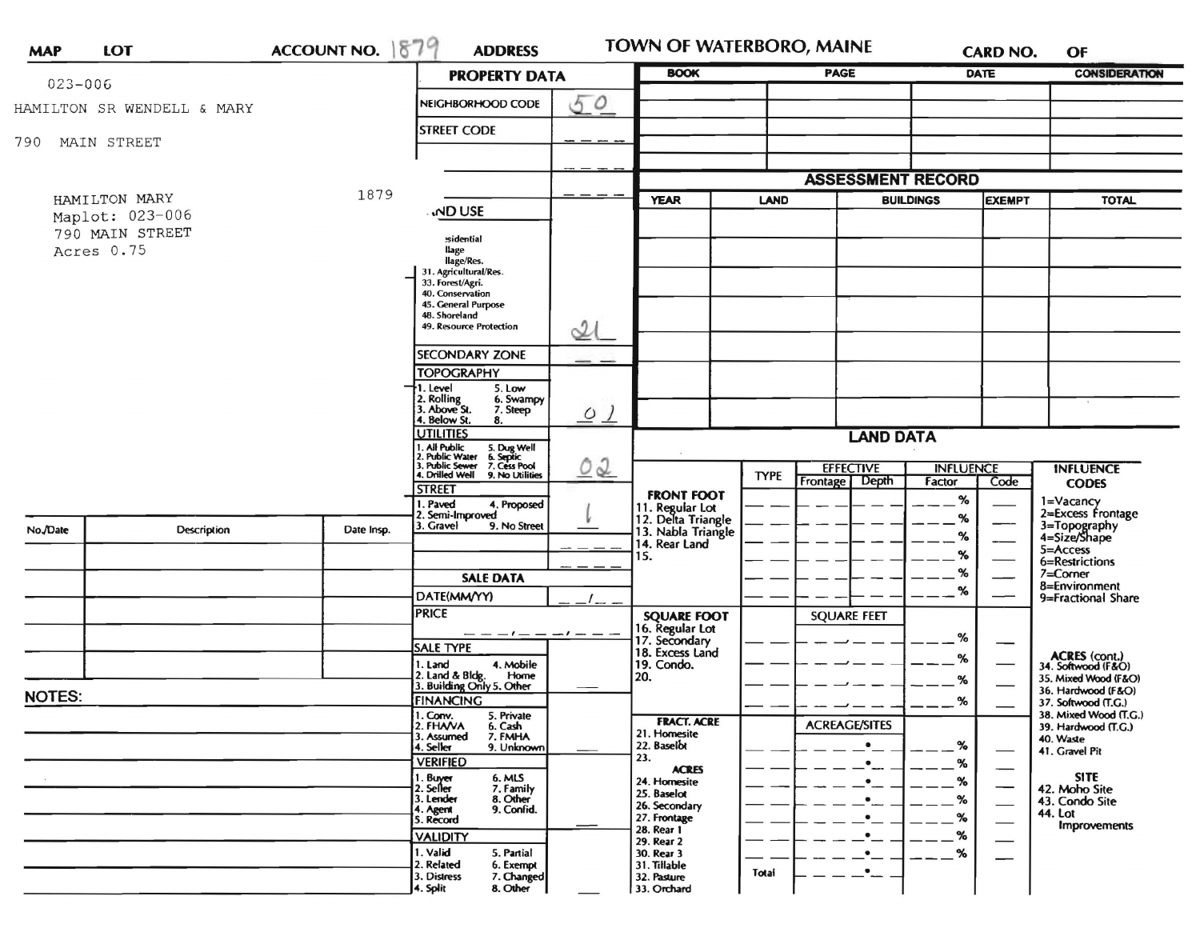**MAP** **LOT** **ACCOUNT NO.** 1879 **ADDRESS** **TOWN OF WATERBORO, MAINE** **CARD NO.** **OF**

023-006

HAMILTON SR WENDELL & MARY

790 MAIN STREET

HAMILTON MARY 1879
Maplot: 023-006
790 MAIN STREET
Acres 0.75

| No./Date | Description | Date Insp. |
|---|---|---|
| | | |
| | | |
| | | |
| | | |
| | | |

**NOTES:**

## PROPERTY DATA

| Field | Value |
|---|---|
| NEIGHBORHOOD CODE | 50 |
| STREET CODE | |
| LAND USE (Residential, Village, Village/Res., 31. Agricultural/Res., 33. Forest/Agri., 40. Conservation, 45. General Purpose, 48. Shoreland, 49. Resource Protection) | 21 |
| SECONDARY ZONE | |
| TOPOGRAPHY (1. Level, 2. Rolling, 3. Above St., 4. Below St., 5. Low, 6. Swampy, 7. Steep, 8.) | 01 |
| UTILITIES (1. All Public, 2. Public Water, 3. Public Sewer, 4. Drilled Well, 5. Dug Well, 6. Septic, 7. Cess Pool, 9. No Utilities) | 02 |
| STREET (1. Paved, 2. Semi-Improved, 3. Gravel, 4. Proposed, 9. No Street) | 1 |

## SALE DATA

| Field | Value |
|---|---|
| DATE(MM/YY) | / |
| PRICE | |
| SALE TYPE (1. Land, 2. Land & Bldg., 3. Building Only, 4. Mobile Home, 5. Other) | |
| FINANCING (1. Conv., 2. FHA/VA, 3. Assumed, 4. Seller, 5. Private, 6. Cash, 7. FMHA, 9. Unknown) | |
| VERIFIED (1. Buyer, 2. Seller, 3. Lender, 4. Agent, 5. Record, 6. MLS, 7. Family, 8. Other, 9. Confid.) | |
| VALIDITY (1. Valid, 2. Related, 3. Distress, 4. Split, 5. Partial, 6. Exempt, 7. Changed, 8. Other) | |

| BOOK | PAGE | DATE | CONSIDERATION |
|---|---|---|---|
| | | | |
| | | | |
| | | | |
| | | | |

## ASSESSMENT RECORD

| YEAR | LAND | BUILDINGS | EXEMPT | TOTAL |
|---|---|---|---|---|
| | | | | |
| | | | | |
| | | | | |
| | | | | |
| | | | | |
| | | | | |

## LAND DATA

| | TYPE | EFFECTIVE Frontage | EFFECTIVE Depth | INFLUENCE Factor | INFLUENCE Code |
|---|---|---|---|---|---|
| **FRONT FOOT** 11. Regular Lot, 12. Delta Triangle, 13. Nabla Triangle, 14. Rear Land, 15. | | | | % | |
| **SQUARE FOOT** 16. Regular Lot, 17. Secondary, 18. Excess Land, 19. Condo., 20. | | SQUARE FEET | | % | |
| **FRACT. ACRE** 21. Homesite, 22. Baselot, 23. | | ACREAGE/SITES | | % | |
| **ACRES** 24. Homesite, 25. Baselot, 26. Secondary, 27. Frontage, 28. Rear 1, 29. Rear 2, 30. Rear 3, 31. Tillable, 32. Pasture, 33. Orchard | | | | % | |
| Total | | | | | |

**INFLUENCE CODES**
1=Vacancy
2=Excess Frontage
3=Topography
4=Size/Shape
5=Access
6=Restrictions
7=Corner
8=Environment
9=Fractional Share

**ACRES (cont.)**
34. Softwood (F&O)
35. Mixed Wood (F&O)
36. Hardwood (F&O)
37. Softwood (T.G.)
38. Mixed Wood (T.G.)
39. Hardwood (T.G.)
40. Waste
41. Gravel Pit

**SITE**
42. Moho Site
43. Condo Site
44. Lot Improvements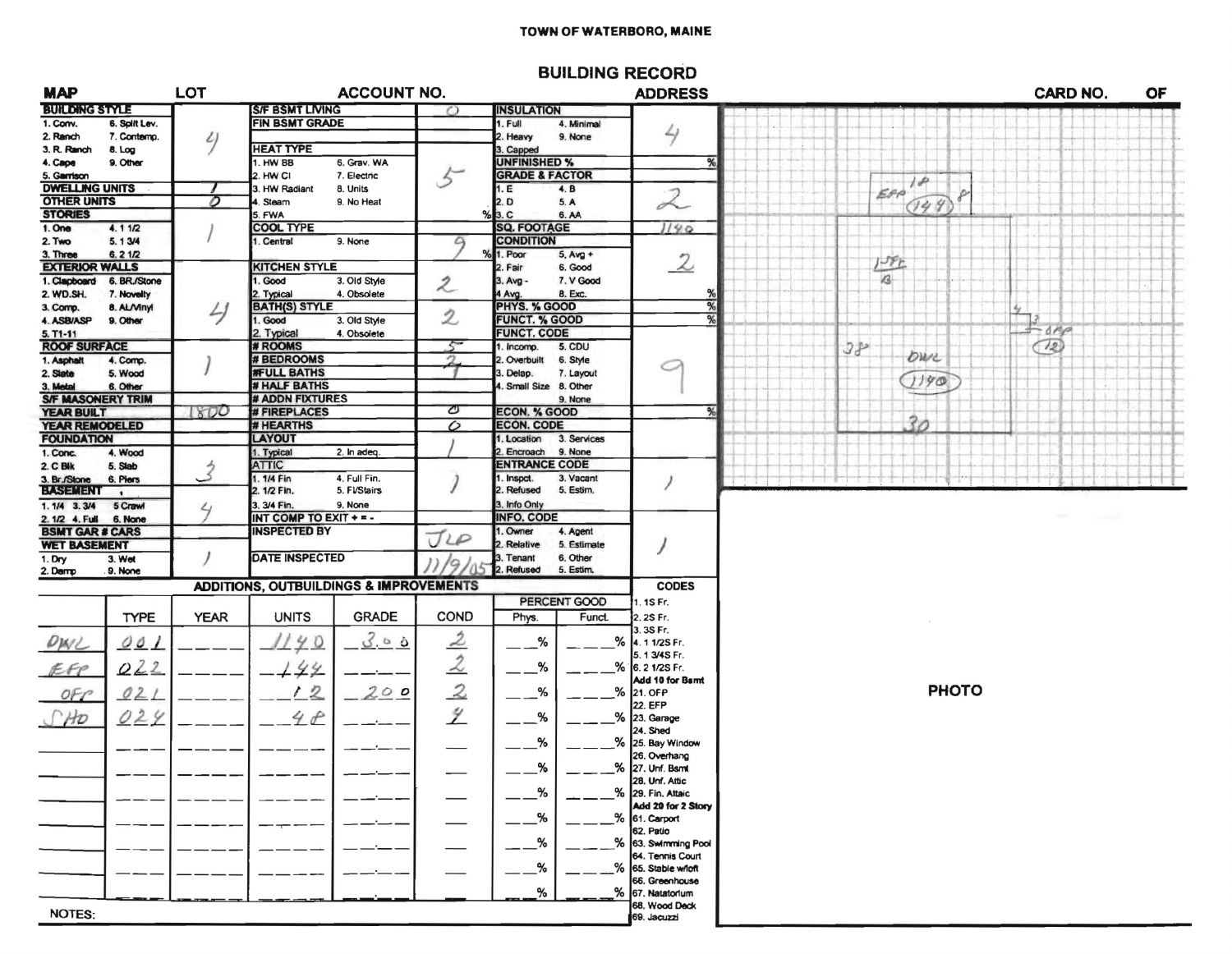# TOWN OF WATERBORO, MAINE

## BUILDING RECORD

| MAP | LOT | ACCOUNT NO. | ADDRESS | CARD NO. | OF |
|---|---|---|---|---|---|
| | | | | | |

| Field | Value | Field | Value | Field | Value |
|---|---|---|---|---|---|
| **BUILDING STYLE** 1. Conv. 2. Ranch 3. R. Ranch 4. Cape 5. Garrison 6. Split Lev. 7. Contemp. 8. Log 9. Other | 4 | **S/F BSMT LIVING** | 0 | **INSULATION** 1. Full 2. Heavy 3. Capped 4. Minimal 9. None | 4 |
| | | **FIN BSMT GRADE** | | | |
| **DWELLING UNITS** | 1 | **HEAT TYPE** 1. HW BB 2. HW CI 3. HW Radiant 4. Steam 5. FWA 6. Grav. WA 7. Electric 8. Units 9. No Heat | 5 | **UNFINISHED %** | % |
| **OTHER UNITS** | 0 | | % | **GRADE & FACTOR** 1. E 2. D 3. C 4. B 5. A 6. AA | 2 |
| **STORIES** 1. One 2. Two 3. Three 4. 1 1/2 5. 1 3/4 6. 2 1/2 | 1 | **COOL TYPE** 1. Central 9. None | 9 % | **SQ. FOOTAGE** | 1140 |
| **EXTERIOR WALLS** 1. Clapboard 2. WD.SH. 3. Comp. 4. ASB/ASP 5. T1-11 6. BR./Stone 7. Novelty 8. AL/Vinyl 9. Other | 4 | **KITCHEN STYLE** 1. Good 2. Typical 3. Old Style 4. Obsolete | 2 | **CONDITION** 1. Poor 2. Fair 3. Avg - 4. Avg. 5. Avg + 6. Good 7. V Good 8. Exc. | 2 |
| | | **BATH(S) STYLE** 1. Good 2. Typical 3. Old Style 4. Obsolete | 2 | **PHYS. % GOOD** | % |
| | | | | **FUNCT. % GOOD** | % |
| **ROOF SURFACE** 1. Asphalt 2. Slate 3. Metal 4. Comp. 5. Wood 6. Other | 1 | **# ROOMS** | 5 | **FUNCT. CODE** 1. Incomp. 2. Overbuilt 3. Delap. 4. Small Size 5. CDU 6. Style 7. Layout 8. Other 9. None | 9 |
| | | **# BEDROOMS** | 2 | | |
| | | **#FULL BATHS** | 1 | | |
| | | **# HALF BATHS** | | | |
| **S/F MASONERY TRIM** | | **# ADDN FIXTURES** | | | |
| **YEAR BUILT** | 1800 | **# FIREPLACES** | 0 | **ECON. % GOOD** | % |
| **YEAR REMODELED** | | **# HEARTHS** | 0 | **ECON. CODE** 1. Location 2. Encroach 3. Services 9. None | |
| **FOUNDATION** 1. Conc. 2. C Blk 3. Br./Stone 4. Wood 5. Slab 6. Piers | 3 | **LAYOUT** 1. Typical 2. In adeq. | 1 | | |
| **BASEMENT** 1. 1/4 2. 1/2 3. 3/4 4. Full 5 Crawl 6. None | 4 | **ATTIC** 1. 1/4 Fin 2. 1/2 Fin. 3. 3/4 Fin. 4. Full Fin. 5. Fl/Stairs 9. None | 1 | **ENTRANCE CODE** 1. Inspct. 2. Refused 3. Info Only 4. Vacant 5. Estim. | 1 |
| **BSMT GAR # CARS** | | **INT COMP TO EXIT + = -** | | **INFO. CODE** 1. Owner 2. Relative 3. Tenant 4. Agent 5. Estimate 6. Other | 1 |
| **WET BASEMENT** 1. Dry 2. Damp 3. Wet 9. None | 1 | **INSPECTED BY** | JLP | | |
| | | **DATE INSPECTED** | 11/9/05 | 2. Refused 5. Estim. | |

### ADDITIONS, OUTBUILDINGS & IMPROVEMENTS

| | TYPE | YEAR | UNITS | GRADE | COND | PERCENT GOOD Phys. | PERCENT GOOD Funct. |
|---|---|---|---|---|---|---|---|
| DWL | 001 | | 1140 | 3.00 | 2 | % | % |
| EFP | 022 | | 144 | | 2 | % | % |
| OFP | 021 | | 12 | 200 | 2 | % | % |
| SHD | 024 | | 48 | | 4 | % | % |
| | | | | | | % | % |
| | | | | | | % | % |
| | | | | | | % | % |
| | | | | | | % | % |
| | | | | | | % | % |
| | | | | | | % | % |
| | | | | | | % | % |

**CODES**
1. 1S Fr.
2. 2S Fr.
3. 3S Fr.
4. 1 1/2S Fr.
5. 1 3/4S Fr.
6. 2 1/2S Fr.

**Add 10 for Bsmt**

21. OFP
22. EFP
23. Garage
24. Shed
25. Bay Window
26. Overhang
27. Unf. Bsmt
28. Unf. Attic
29. Fin. Attaic

**Add 20 for 2 Story**

61. Carport
62. Patio
63. Swimming Pool
64. Tennis Court
65. Stable w/loft
66. Greenhouse
67. Natatorium
68. Wood Deck
69. Jacuzzi

Sketch labels: EFP 18 (144) 8; 1SFr 13; 38; DWL (1140); 30; 4; 3; OFP (12)

NOTES:

PHOTO